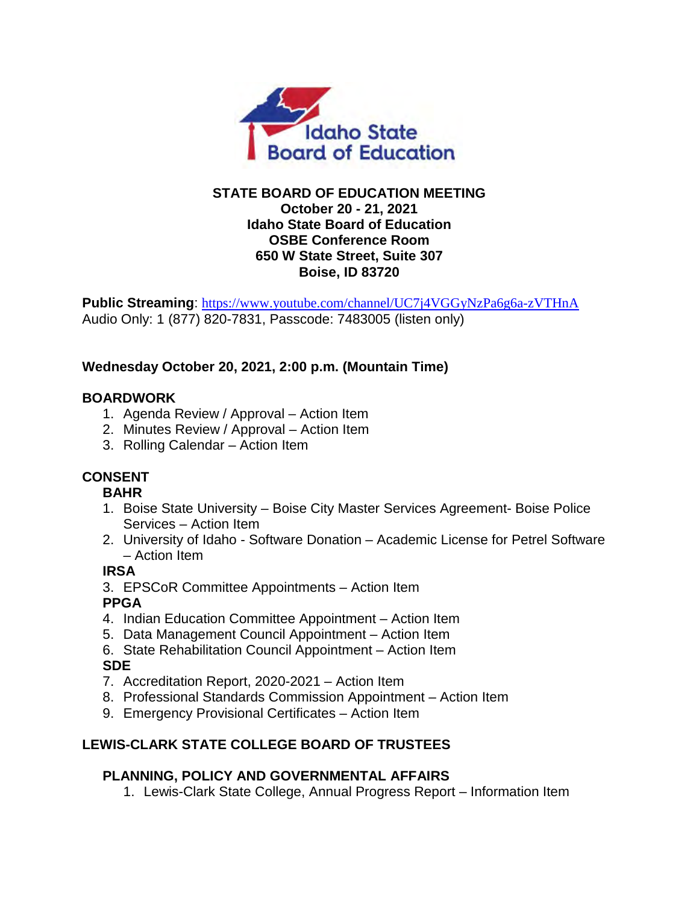Idaho State Board of Education

**STATE BOARD OF EDUCATION MEETING**
**October 20 - 21, 2021**
**Idaho State Board of Education**
**OSBE Conference Room**
**650 W State Street, Suite 307**
**Boise, ID 83720**

**Public Streaming**: https://www.youtube.com/channel/UC7j4VGGyNzPa6g6a-zVTHnA
Audio Only: 1 (877) 820-7831, Passcode: 7483005 (listen only)

**Wednesday October 20, 2021, 2:00 p.m. (Mountain Time)**

**BOARDWORK**

1. Agenda Review / Approval – Action Item
2. Minutes Review / Approval – Action Item
3. Rolling Calendar – Action Item

**CONSENT**

**BAHR**

1. Boise State University – Boise City Master Services Agreement- Boise Police Services – Action Item
2. University of Idaho - Software Donation – Academic License for Petrel Software – Action Item

**IRSA**

3. EPSCoR Committee Appointments – Action Item

**PPGA**

4. Indian Education Committee Appointment – Action Item
5. Data Management Council Appointment – Action Item
6. State Rehabilitation Council Appointment – Action Item

**SDE**

7. Accreditation Report, 2020-2021 – Action Item
8. Professional Standards Commission Appointment – Action Item
9. Emergency Provisional Certificates – Action Item

**LEWIS-CLARK STATE COLLEGE BOARD OF TRUSTEES**

**PLANNING, POLICY AND GOVERNMENTAL AFFAIRS**

1. Lewis-Clark State College, Annual Progress Report – Information Item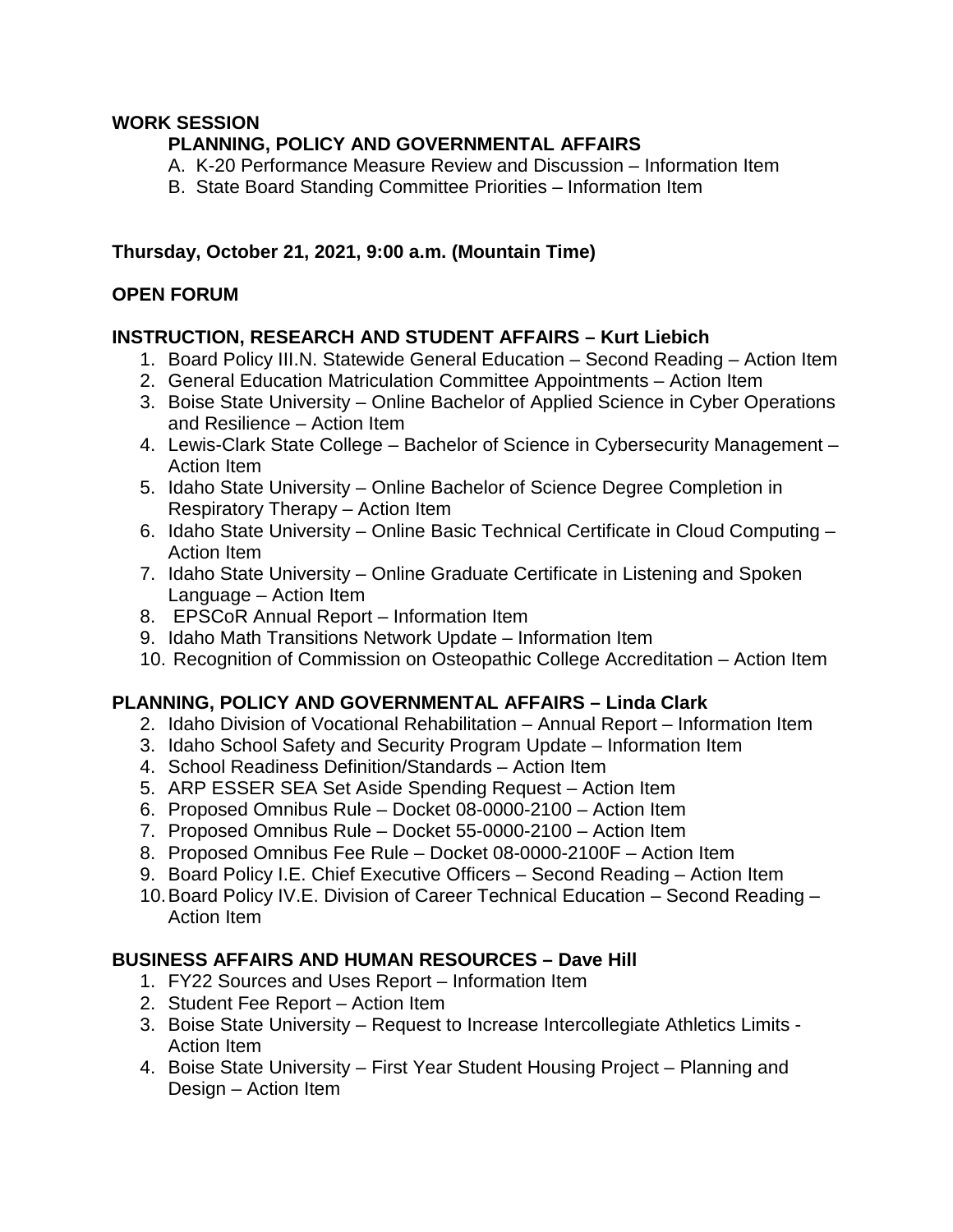**WORK SESSION**

**PLANNING, POLICY AND GOVERNMENTAL AFFAIRS**

A. K-20 Performance Measure Review and Discussion – Information Item
B. State Board Standing Committee Priorities – Information Item

**Thursday, October 21, 2021, 9:00 a.m. (Mountain Time)**

**OPEN FORUM**

**INSTRUCTION, RESEARCH AND STUDENT AFFAIRS – Kurt Liebich**

1. Board Policy III.N. Statewide General Education – Second Reading – Action Item
2. General Education Matriculation Committee Appointments – Action Item
3. Boise State University – Online Bachelor of Applied Science in Cyber Operations and Resilience – Action Item
4. Lewis-Clark State College – Bachelor of Science in Cybersecurity Management – Action Item
5. Idaho State University – Online Bachelor of Science Degree Completion in Respiratory Therapy – Action Item
6. Idaho State University – Online Basic Technical Certificate in Cloud Computing – Action Item
7. Idaho State University – Online Graduate Certificate in Listening and Spoken Language – Action Item
8. EPSCoR Annual Report – Information Item
9. Idaho Math Transitions Network Update – Information Item
10. Recognition of Commission on Osteopathic College Accreditation – Action Item

**PLANNING, POLICY AND GOVERNMENTAL AFFAIRS – Linda Clark**

2. Idaho Division of Vocational Rehabilitation – Annual Report – Information Item
3. Idaho School Safety and Security Program Update – Information Item
4. School Readiness Definition/Standards – Action Item
5. ARP ESSER SEA Set Aside Spending Request – Action Item
6. Proposed Omnibus Rule – Docket 08-0000-2100 – Action Item
7. Proposed Omnibus Rule – Docket 55-0000-2100 – Action Item
8. Proposed Omnibus Fee Rule – Docket 08-0000-2100F – Action Item
9. Board Policy I.E. Chief Executive Officers – Second Reading – Action Item
10. Board Policy IV.E. Division of Career Technical Education – Second Reading – Action Item

**BUSINESS AFFAIRS AND HUMAN RESOURCES – Dave Hill**

1. FY22 Sources and Uses Report – Information Item
2. Student Fee Report – Action Item
3. Boise State University – Request to Increase Intercollegiate Athletics Limits - Action Item
4. Boise State University – First Year Student Housing Project – Planning and Design – Action Item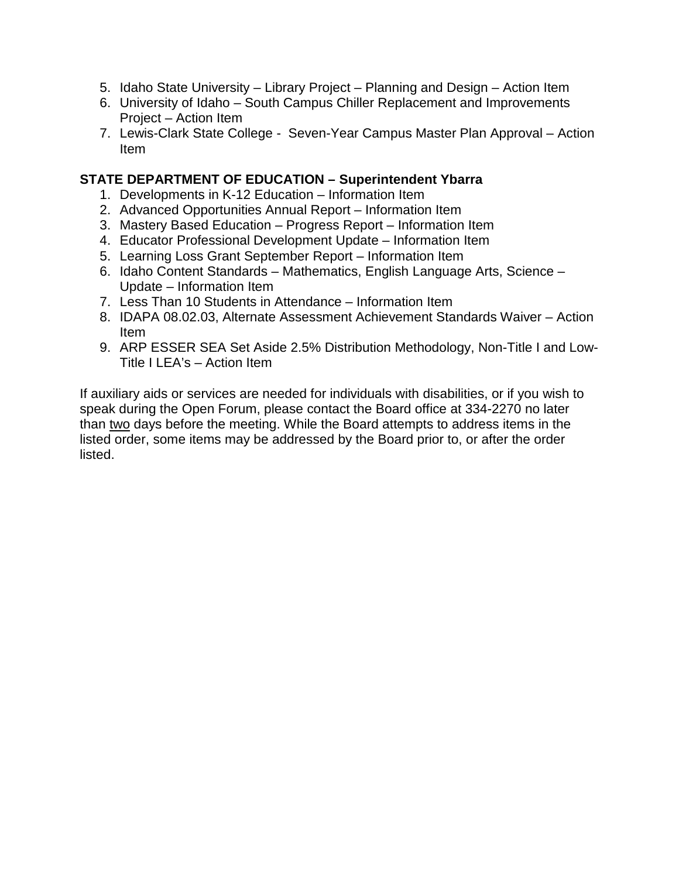5. Idaho State University – Library Project – Planning and Design – Action Item
6. University of Idaho – South Campus Chiller Replacement and Improvements Project – Action Item
7. Lewis-Clark State College - Seven-Year Campus Master Plan Approval – Action Item

**STATE DEPARTMENT OF EDUCATION – Superintendent Ybarra**

1. Developments in K-12 Education – Information Item
2. Advanced Opportunities Annual Report – Information Item
3. Mastery Based Education – Progress Report – Information Item
4. Educator Professional Development Update – Information Item
5. Learning Loss Grant September Report – Information Item
6. Idaho Content Standards – Mathematics, English Language Arts, Science – Update – Information Item
7. Less Than 10 Students in Attendance – Information Item
8. IDAPA 08.02.03, Alternate Assessment Achievement Standards Waiver – Action Item
9. ARP ESSER SEA Set Aside 2.5% Distribution Methodology, Non-Title I and Low-Title I LEA's – Action Item

If auxiliary aids or services are needed for individuals with disabilities, or if you wish to speak during the Open Forum, please contact the Board office at 334-2270 no later than <u>two</u> days before the meeting. While the Board attempts to address items in the listed order, some items may be addressed by the Board prior to, or after the order listed.